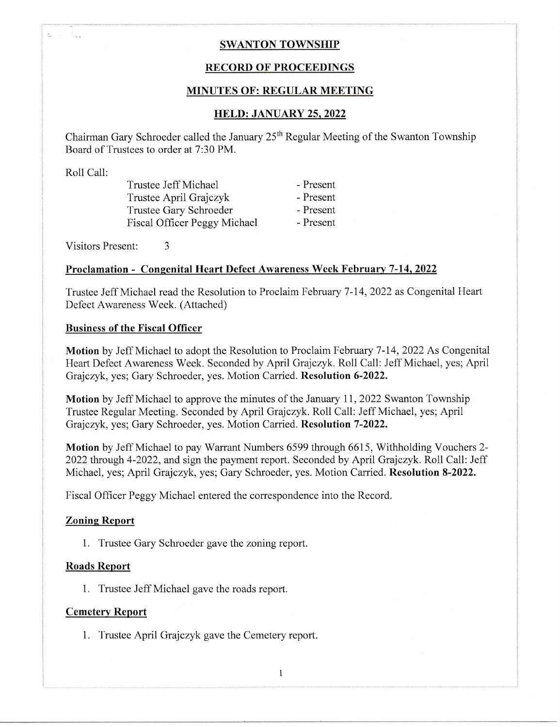# SWANTON TOWNSHIP

## RECORD OF PROCEEDINGS

## MINUTES OF: REGULAR MEETING

## HELD: JANUARY 25, 2022

Chairman Gary Schroeder called the January 25th Regular Meeting of the Swanton Township Board of Trustees to order at 7:30 PM.

Roll Call:

| | |
|---|---|
| Trustee Jeff Michael | - Present |
| Trustee April Grajczyk | - Present |
| Trustee Gary Schroeder | - Present |
| Fiscal Officer Peggy Michael | - Present |

Visitors Present: 3

### Proclamation - Congenital Heart Defect Awareness Week February 7-14, 2022

Trustee Jeff Michael read the Resolution to Proclaim February 7-14, 2022 as Congenital Heart Defect Awareness Week. (Attached)

### Business of the Fiscal Officer

**Motion** by Jeff Michael to adopt the Resolution to Proclaim February 7-14, 2022 As Congenital Heart Defect Awareness Week. Seconded by April Grajczyk. Roll Call: Jeff Michael, yes; April Grajczyk, yes; Gary Schroeder, yes. Motion Carried. **Resolution 6-2022.**

**Motion** by Jeff Michael to approve the minutes of the January 11, 2022 Swanton Township Trustee Regular Meeting. Seconded by April Grajczyk. Roll Call: Jeff Michael, yes; April Grajczyk, yes; Gary Schroeder, yes. Motion Carried. **Resolution 7-2022.**

**Motion** by Jeff Michael to pay Warrant Numbers 6599 through 6615, Withholding Vouchers 2-2022 through 4-2022, and sign the payment report. Seconded by April Grajczyk. Roll Call: Jeff Michael, yes; April Grajczyk, yes; Gary Schroeder, yes. Motion Carried. **Resolution 8-2022.**

Fiscal Officer Peggy Michael entered the correspondence into the Record.

### Zoning Report

1. Trustee Gary Schroeder gave the zoning report.

### Roads Report

1. Trustee Jeff Michael gave the roads report.

### Cemetery Report

1. Trustee April Grajczyk gave the Cemetery report.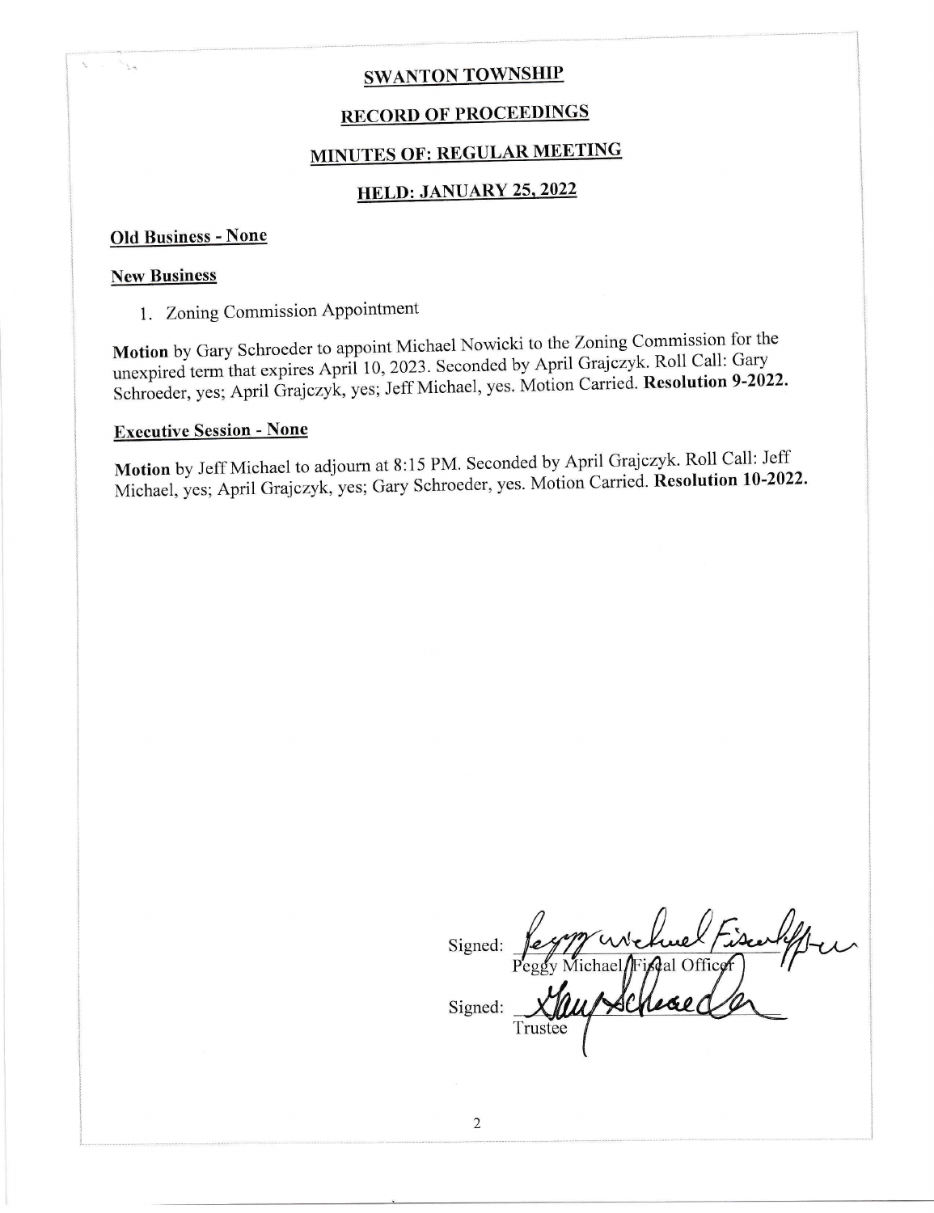# SWANTON TOWNSHIP

## RECORD OF PROCEEDINGS

## MINUTES OF: REGULAR MEETING

## HELD: JANUARY 25, 2022

### Old Business - None

### New Business

1. Zoning Commission Appointment

**Motion** by Gary Schroeder to appoint Michael Nowicki to the Zoning Commission for the unexpired term that expires April 10, 2023. Seconded by April Grajczyk. Roll Call: Gary Schroeder, yes; April Grajczyk, yes; Jeff Michael, yes. Motion Carried. **Resolution 9-2022.**

### Executive Session - None

**Motion** by Jeff Michael to adjourn at 8:15 PM. Seconded by April Grajczyk. Roll Call: Jeff Michael, yes; April Grajczyk, yes; Gary Schroeder, yes. Motion Carried. **Resolution 10-2022.**

Signed: Peggy Michael Fiscal Officer
Peggy Michael, Fiscal Officer

Signed: Gary Schroeder
Trustee